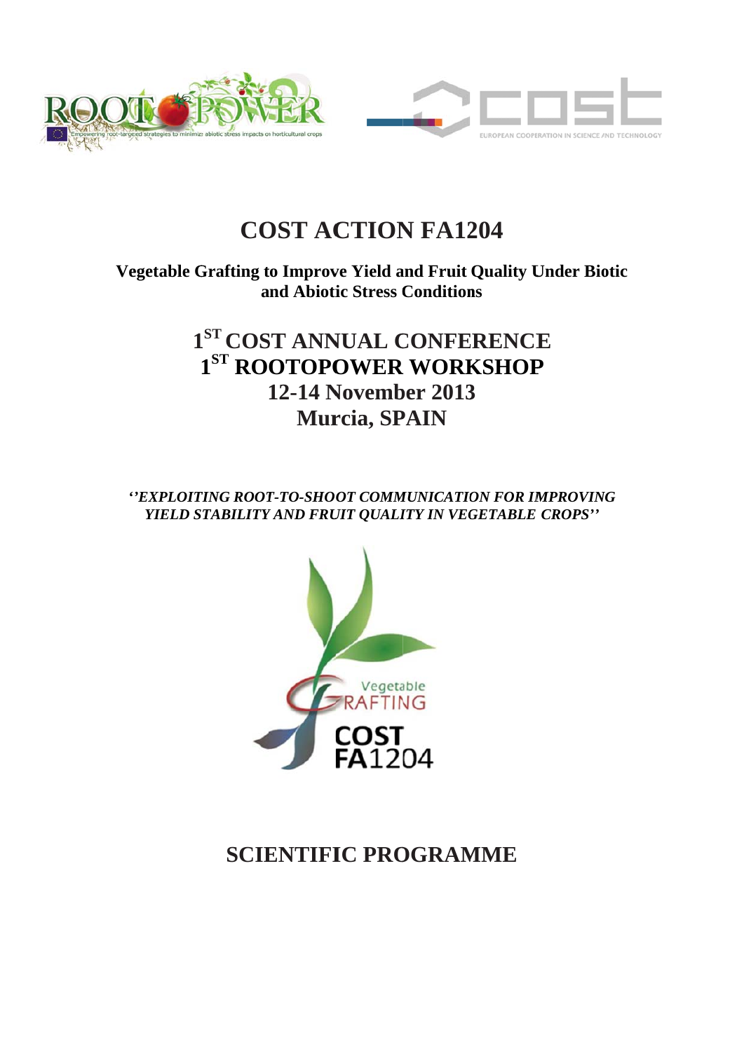# COST ACTION FA1204

**Vegetable Grafting to Improve Yield and Fruit Quality Under Biotic and Abiotic Stress Conditions**

## 1ST COST ANNUAL CONFERENCE
## 1ST ROOTOPOWER WORKSHOP
## 12-14 November 2013
## Murcia, SPAIN

***''EXPLOITING ROOT-TO-SHOOT COMMUNICATION FOR IMPROVING YIELD STABILITY AND FRUIT QUALITY IN VEGETABLE CROPS''***

# SCIENTIFIC PROGRAMME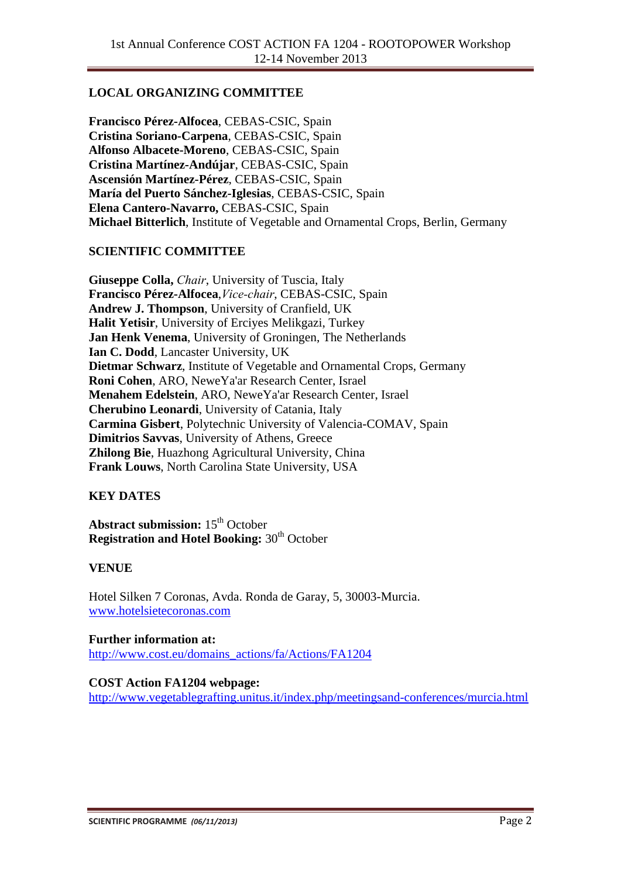## LOCAL ORGANIZING COMMITTEE

**Francisco Pérez-Alfocea**, CEBAS-CSIC, Spain
**Cristina Soriano-Carpena**, CEBAS-CSIC, Spain
**Alfonso Albacete-Moreno**, CEBAS-CSIC, Spain
**Cristina Martínez-Andújar**, CEBAS-CSIC, Spain
**Ascensión Martínez-Pérez**, CEBAS-CSIC, Spain
**María del Puerto Sánchez-Iglesias**, CEBAS-CSIC, Spain
**Elena Cantero-Navarro,** CEBAS-CSIC, Spain
**Michael Bitterlich**, Institute of Vegetable and Ornamental Crops, Berlin, Germany

## SCIENTIFIC COMMITTEE

**Giuseppe Colla,** *Chair*, University of Tuscia, Italy
**Francisco Pérez-Alfocea**,*Vice-chair*, CEBAS-CSIC, Spain
**Andrew J. Thompson**, University of Cranfield, UK
**Halit Yetisir**, University of Erciyes Melikgazi, Turkey
**Jan Henk Venema**, University of Groningen, The Netherlands
**Ian C. Dodd**, Lancaster University, UK
**Dietmar Schwarz**, Institute of Vegetable and Ornamental Crops, Germany
**Roni Cohen**, ARO, NeweYa'ar Research Center, Israel
**Menahem Edelstein**, ARO, NeweYa'ar Research Center, Israel
**Cherubino Leonardi**, University of Catania, Italy
**Carmina Gisbert**, Polytechnic University of Valencia-COMAV, Spain
**Dimitrios Savvas**, University of Athens, Greece
**Zhilong Bie**, Huazhong Agricultural University, China
**Frank Louws**, North Carolina State University, USA

## KEY DATES

**Abstract submission:** 15th October
**Registration and Hotel Booking:** 30th October

## VENUE

Hotel Silken 7 Coronas, Avda. Ronda de Garay, 5, 30003-Murcia.
www.hotelsietecoronas.com

**Further information at:**
http://www.cost.eu/domains_actions/fa/Actions/FA1204

**COST Action FA1204 webpage:**
http://www.vegetablegrafting.unitus.it/index.php/meetingsand-conferences/murcia.html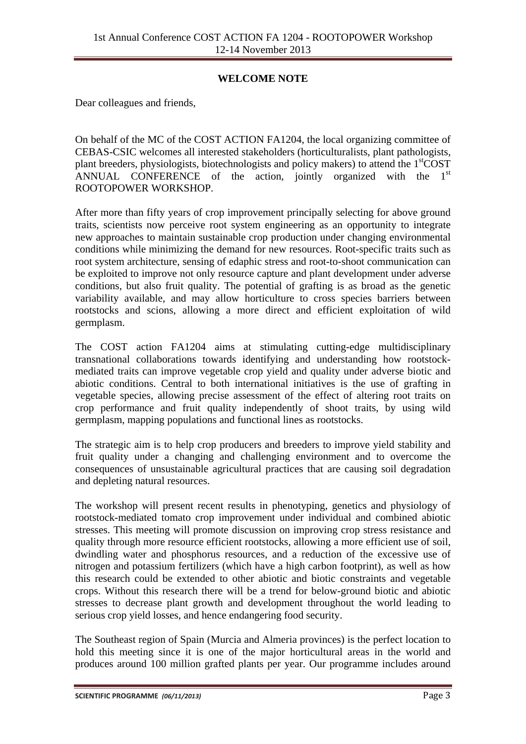## WELCOME NOTE

Dear colleagues and friends,

On behalf of the MC of the COST ACTION FA1204, the local organizing committee of CEBAS-CSIC welcomes all interested stakeholders (horticulturalists, plant pathologists, plant breeders, physiologists, biotechnologists and policy makers) to attend the 1st COST ANNUAL CONFERENCE of the action, jointly organized with the 1st ROOTOPOWER WORKSHOP.

After more than fifty years of crop improvement principally selecting for above ground traits, scientists now perceive root system engineering as an opportunity to integrate new approaches to maintain sustainable crop production under changing environmental conditions while minimizing the demand for new resources. Root-specific traits such as root system architecture, sensing of edaphic stress and root-to-shoot communication can be exploited to improve not only resource capture and plant development under adverse conditions, but also fruit quality. The potential of grafting is as broad as the genetic variability available, and may allow horticulture to cross species barriers between rootstocks and scions, allowing a more direct and efficient exploitation of wild germplasm.

The COST action FA1204 aims at stimulating cutting-edge multidisciplinary transnational collaborations towards identifying and understanding how rootstock-mediated traits can improve vegetable crop yield and quality under adverse biotic and abiotic conditions. Central to both international initiatives is the use of grafting in vegetable species, allowing precise assessment of the effect of altering root traits on crop performance and fruit quality independently of shoot traits, by using wild germplasm, mapping populations and functional lines as rootstocks.

The strategic aim is to help crop producers and breeders to improve yield stability and fruit quality under a changing and challenging environment and to overcome the consequences of unsustainable agricultural practices that are causing soil degradation and depleting natural resources.

The workshop will present recent results in phenotyping, genetics and physiology of rootstock-mediated tomato crop improvement under individual and combined abiotic stresses. This meeting will promote discussion on improving crop stress resistance and quality through more resource efficient rootstocks, allowing a more efficient use of soil, dwindling water and phosphorus resources, and a reduction of the excessive use of nitrogen and potassium fertilizers (which have a high carbon footprint), as well as how this research could be extended to other abiotic and biotic constraints and vegetable crops. Without this research there will be a trend for below-ground biotic and abiotic stresses to decrease plant growth and development throughout the world leading to serious crop yield losses, and hence endangering food security.

The Southeast region of Spain (Murcia and Almeria provinces) is the perfect location to hold this meeting since it is one of the major horticultural areas in the world and produces around 100 million grafted plants per year. Our programme includes around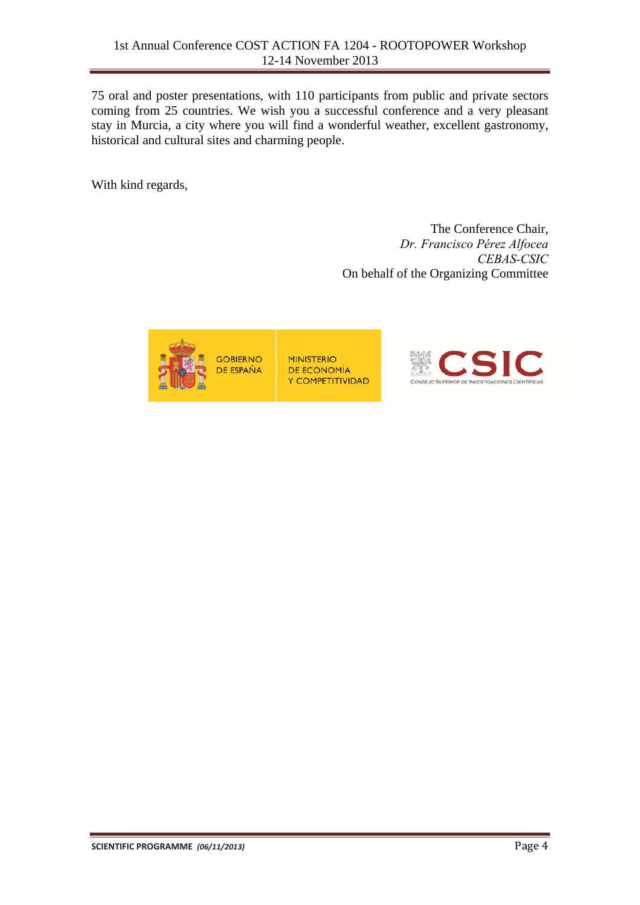75 oral and poster presentations, with 110 participants from public and private sectors coming from 25 countries. We wish you a successful conference and a very pleasant stay in Murcia, a city where you will find a wonderful weather, excellent gastronomy, historical and cultural sites and charming people.

With kind regards,

The Conference Chair,  
*Dr. Francisco Pérez Alfocea*  
*CEBAS-CSIC*  
On behalf of the Organizing Committee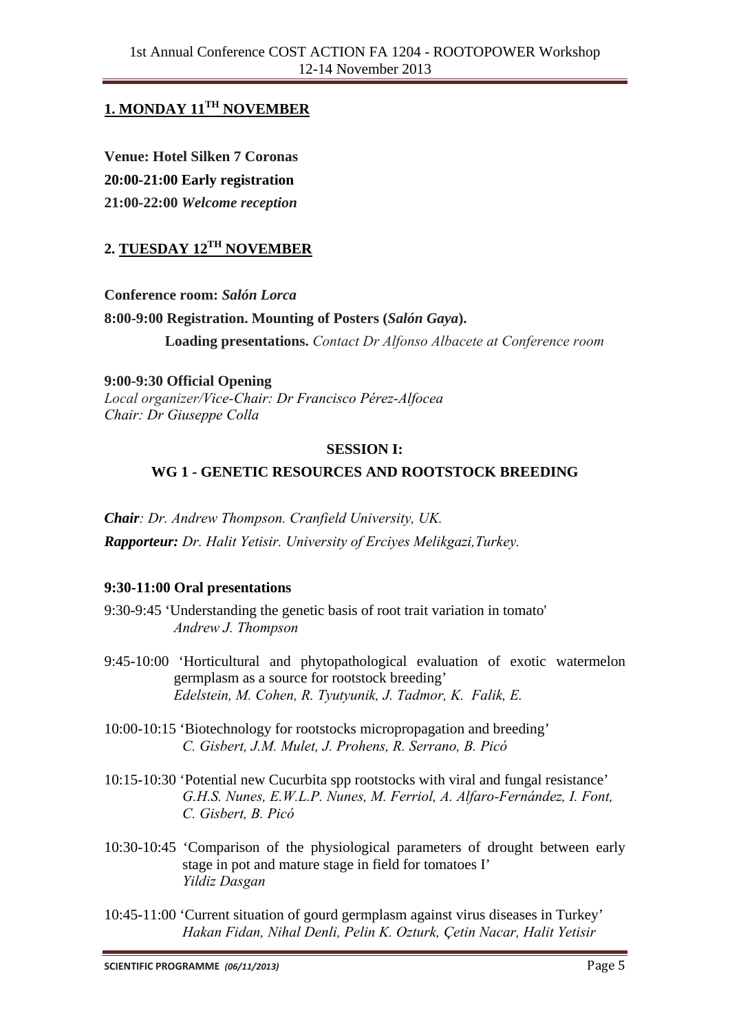## 1. MONDAY 11TH NOVEMBER

**Venue: Hotel Silken 7 Coronas**

**20:00-21:00 Early registration**

**21:00-22:00** ***Welcome reception***

## 2. TUESDAY 12TH NOVEMBER

**Conference room:** ***Salón Lorca***

**8:00-9:00 Registration. Mounting of Posters (*Salón Gaya*).**

**Loading presentations.** *Contact Dr Alfonso Albacete at Conference room*

**9:00-9:30 Official Opening**

*Local organizer/Vice-Chair: Dr Francisco Pérez-Alfocea*
*Chair: Dr Giuseppe Colla*

### SESSION I:

### WG 1 - GENETIC RESOURCES AND ROOTSTOCK BREEDING

***Chair****: Dr. Andrew Thompson. Cranfield University, UK.*

***Rapporteur:*** *Dr. Halit Yetisir. University of Erciyes Melikgazi,Turkey.*

**9:30-11:00 Oral presentations**

9:30-9:45 'Understanding the genetic basis of root trait variation in tomato'
*Andrew J. Thompson*

9:45-10:00 'Horticultural and phytopathological evaluation of exotic watermelon germplasm as a source for rootstock breeding'
*Edelstein, M. Cohen, R. Tyutyunik, J. Tadmor, K. Falik, E.*

10:00-10:15 'Biotechnology for rootstocks micropropagation and breeding'
*C. Gisbert, J.M. Mulet, J. Prohens, R. Serrano, B. Picó*

10:15-10:30 'Potential new Cucurbita spp rootstocks with viral and fungal resistance'
*G.H.S. Nunes, E.W.L.P. Nunes, M. Ferriol, A. Alfaro-Fernández, I. Font, C. Gisbert, B. Picó*

10:30-10:45 'Comparison of the physiological parameters of drought between early stage in pot and mature stage in field for tomatoes I'
*Yildiz Dasgan*

10:45-11:00 'Current situation of gourd germplasm against virus diseases in Turkey'
*Hakan Fidan, Nihal Denli, Pelin K. Ozturk, Çetin Nacar, Halit Yetisir*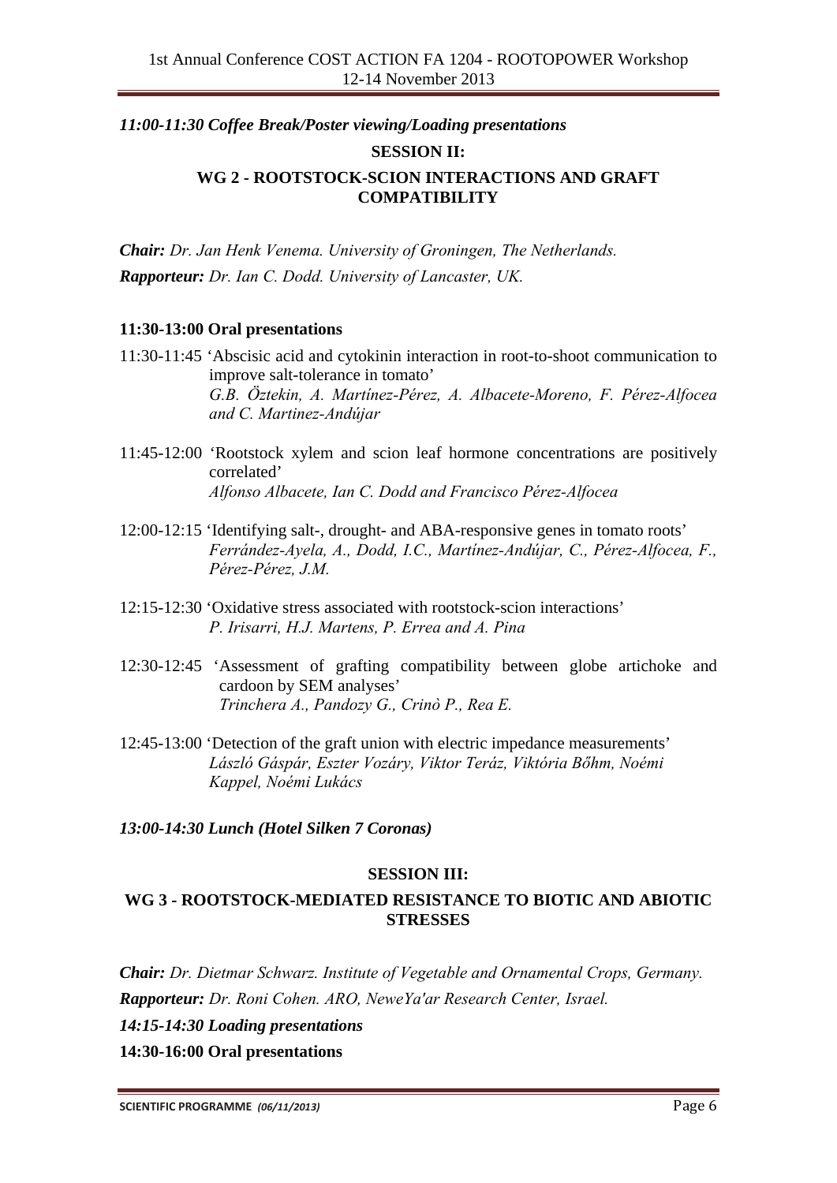*11:00-11:30 Coffee Break/Poster viewing/Loading presentations*

## SESSION II:

## WG 2 - ROOTSTOCK-SCION INTERACTIONS AND GRAFT COMPATIBILITY

***Chair:*** *Dr. Jan Henk Venema. University of Groningen, The Netherlands.*

***Rapporteur:*** *Dr. Ian C. Dodd. University of Lancaster, UK.*

**11:30-13:00 Oral presentations**

11:30-11:45 'Abscisic acid and cytokinin interaction in root-to-shoot communication to improve salt-tolerance in tomato'
*G.B. Öztekin, A. Martínez-Pérez, A. Albacete-Moreno, F. Pérez-Alfocea and C. Martinez-Andújar*

11:45-12:00 'Rootstock xylem and scion leaf hormone concentrations are positively correlated'
*Alfonso Albacete, Ian C. Dodd and Francisco Pérez-Alfocea*

12:00-12:15 'Identifying salt-, drought- and ABA-responsive genes in tomato roots'
*Ferrández-Ayela, A., Dodd, I.C., Martínez-Andújar, C., Pérez-Alfocea, F., Pérez-Pérez, J.M.*

12:15-12:30 'Oxidative stress associated with rootstock-scion interactions'
*P. Irisarri, H.J. Martens, P. Errea and A. Pina*

12:30-12:45 'Assessment of grafting compatibility between globe artichoke and cardoon by SEM analyses'
*Trinchera A., Pandozy G., Crinò P., Rea E.*

12:45-13:00 'Detection of the graft union with electric impedance measurements'
*László Gáspár, Eszter Vozáry, Viktor Teráz, Viktória Bőhm, Noémi Kappel, Noémi Lukács*

***13:00-14:30 Lunch (Hotel Silken 7 Coronas)***

## SESSION III:

## WG 3 - ROOTSTOCK-MEDIATED RESISTANCE TO BIOTIC AND ABIOTIC STRESSES

***Chair:*** *Dr. Dietmar Schwarz. Institute of Vegetable and Ornamental Crops, Germany.*

***Rapporteur:*** *Dr. Roni Cohen. ARO, NeweYa'ar Research Center, Israel.*

***14:15-14:30 Loading presentations***

**14:30-16:00 Oral presentations**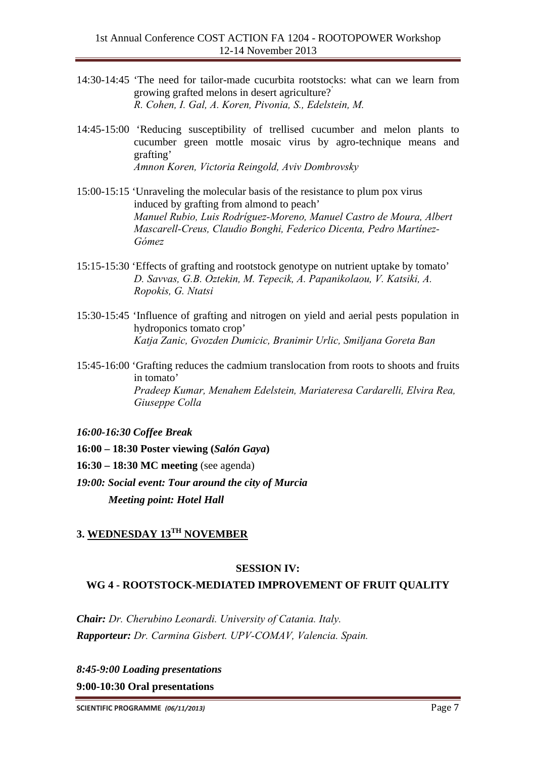14:30-14:45 'The need for tailor-made cucurbita rootstocks: what can we learn from growing grafted melons in desert agriculture?'
*R. Cohen, I. Gal, A. Koren, Pivonia, S., Edelstein, M.*

14:45-15:00 'Reducing susceptibility of trellised cucumber and melon plants to cucumber green mottle mosaic virus by agro-technique means and grafting'
*Amnon Koren, Victoria Reingold, Aviv Dombrovsky*

15:00-15:15 'Unraveling the molecular basis of the resistance to plum pox virus induced by grafting from almond to peach'
*Manuel Rubio, Luis Rodríguez-Moreno, Manuel Castro de Moura, Albert Mascarell-Creus, Claudio Bonghi, Federico Dicenta, Pedro Martínez-Gómez*

15:15-15:30 'Effects of grafting and rootstock genotype on nutrient uptake by tomato'
*D. Savvas, G.B. Oztekin, M. Tepecik, A. Papanikolaou, V. Katsiki, A. Ropokis, G. Ntatsi*

15:30-15:45 'Influence of grafting and nitrogen on yield and aerial pests population in hydroponics tomato crop'
*Katja Zanic, Gvozden Dumicic, Branimir Urlic, Smiljana Goreta Ban*

15:45-16:00 'Grafting reduces the cadmium translocation from roots to shoots and fruits in tomato'
*Pradeep Kumar, Menahem Edelstein, Mariateresa Cardarelli, Elvira Rea, Giuseppe Colla*

***16:00-16:30 Coffee Break***

**16:00 – 18:30 Poster viewing (*Salón Gaya*)**

**16:30 – 18:30 MC meeting** (see agenda)

***19:00: Social event: Tour around the city of Murcia***

***Meeting point: Hotel Hall***

## 3. WEDNESDAY 13TH NOVEMBER

### SESSION IV:

### WG 4 - ROOTSTOCK-MEDIATED IMPROVEMENT OF FRUIT QUALITY

***Chair:*** *Dr. Cherubino Leonardi. University of Catania. Italy.*

***Rapporteur:*** *Dr. Carmina Gisbert. UPV-COMAV, Valencia. Spain.*

***8:45-9:00 Loading presentations***

**9:00-10:30 Oral presentations**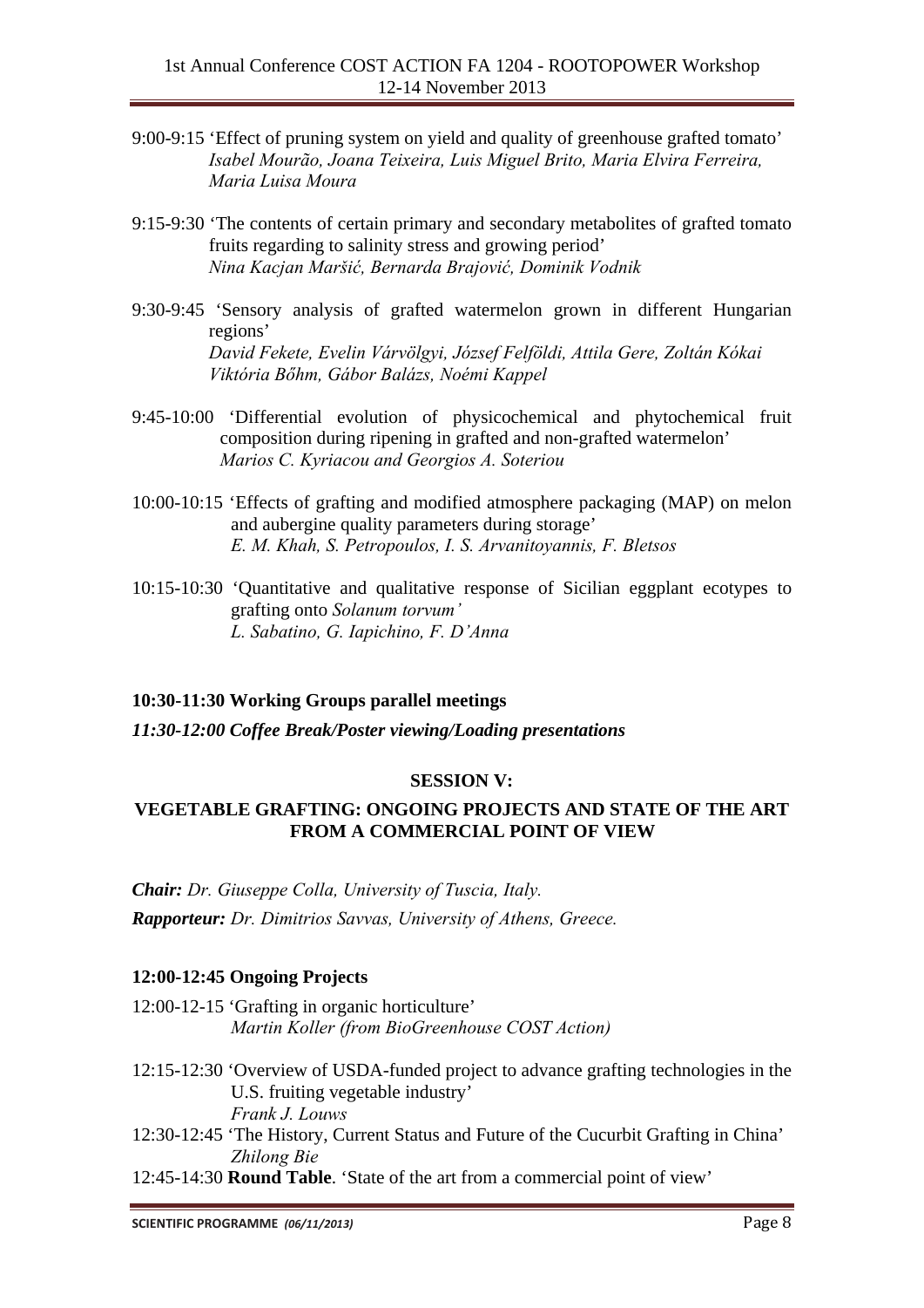9:00-9:15 'Effect of pruning system on yield and quality of greenhouse grafted tomato'
*Isabel Mourão, Joana Teixeira, Luis Miguel Brito, Maria Elvira Ferreira, Maria Luisa Moura*

9:15-9:30 'The contents of certain primary and secondary metabolites of grafted tomato fruits regarding to salinity stress and growing period'
*Nina Kacjan Maršić, Bernarda Brajović, Dominik Vodnik*

9:30-9:45 'Sensory analysis of grafted watermelon grown in different Hungarian regions'
*David Fekete, Evelin Várvölgyi, József Felföldi, Attila Gere, Zoltán Kókai Viktória Bőhm, Gábor Balázs, Noémi Kappel*

9:45-10:00 'Differential evolution of physicochemical and phytochemical fruit composition during ripening in grafted and non-grafted watermelon'
*Marios C. Kyriacou and Georgios A. Soteriou*

10:00-10:15 'Effects of grafting and modified atmosphere packaging (MAP) on melon and aubergine quality parameters during storage'
*E. M. Khah, S. Petropoulos, I. S. Arvanitoyannis, F. Bletsos*

10:15-10:30 'Quantitative and qualitative response of Sicilian eggplant ecotypes to grafting onto *Solanum torvum'*
*L. Sabatino, G. Iapichino, F. D'Anna*

**10:30-11:30 Working Groups parallel meetings**

***11:30-12:00 Coffee Break/Poster viewing/Loading presentations***

## SESSION V:

## VEGETABLE GRAFTING: ONGOING PROJECTS AND STATE OF THE ART FROM A COMMERCIAL POINT OF VIEW

***Chair:*** *Dr. Giuseppe Colla, University of Tuscia, Italy.*

***Rapporteur:*** *Dr. Dimitrios Savvas, University of Athens, Greece.*

**12:00-12:45 Ongoing Projects**

12:00-12-15 'Grafting in organic horticulture'
*Martin Koller (from BioGreenhouse COST Action)*

12:15-12:30 'Overview of USDA-funded project to advance grafting technologies in the U.S. fruiting vegetable industry'
*Frank J. Louws*

12:30-12:45 'The History, Current Status and Future of the Cucurbit Grafting in China'
*Zhilong Bie*

12:45-14:30 **Round Table**. 'State of the art from a commercial point of view'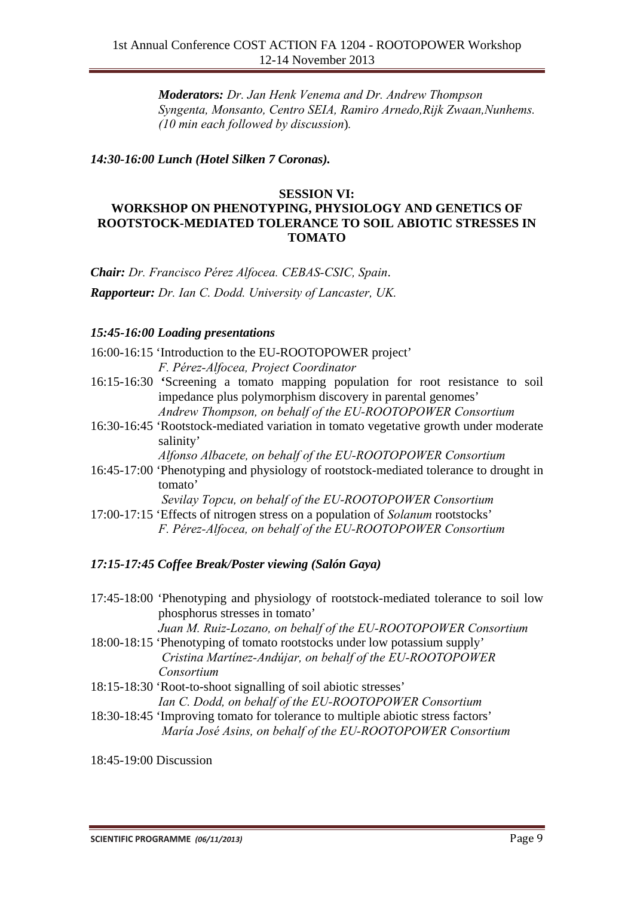***Moderators:*** *Dr. Jan Henk Venema and Dr. Andrew Thompson*
*Syngenta, Monsanto, Centro SEIA, Ramiro Arnedo,Rijk Zwaan,Nunhems.*
*(10 min each followed by discussion*).

***14:30-16:00 Lunch (Hotel Silken 7 Coronas).***

**SESSION VI:**

**WORKSHOP ON PHENOTYPING, PHYSIOLOGY AND GENETICS OF ROOTSTOCK-MEDIATED TOLERANCE TO SOIL ABIOTIC STRESSES IN TOMATO**

***Chair:*** *Dr. Francisco Pérez Alfocea. CEBAS-CSIC, Spain.*

***Rapporteur:*** *Dr. Ian C. Dodd. University of Lancaster, UK.*

***15:45-16:00 Loading presentations***

16:00-16:15 'Introduction to the EU-ROOTOPOWER project'
*F. Pérez-Alfocea, Project Coordinator*

16:15-16:30 **'**Screening a tomato mapping population for root resistance to soil impedance plus polymorphism discovery in parental genomes'
*Andrew Thompson, on behalf of the EU-ROOTOPOWER Consortium*

16:30-16:45 'Rootstock-mediated variation in tomato vegetative growth under moderate salinity'
*Alfonso Albacete, on behalf of the EU-ROOTOPOWER Consortium*

16:45-17:00 'Phenotyping and physiology of rootstock-mediated tolerance to drought in tomato'
*Sevilay Topcu, on behalf of the EU-ROOTOPOWER Consortium*

17:00-17:15 'Effects of nitrogen stress on a population of *Solanum* rootstocks'
*F. Pérez-Alfocea, on behalf of the EU-ROOTOPOWER Consortium*

***17:15-17:45 Coffee Break/Poster viewing (Salón Gaya)***

17:45-18:00 'Phenotyping and physiology of rootstock-mediated tolerance to soil low phosphorus stresses in tomato'
*Juan M. Ruiz-Lozano, on behalf of the EU-ROOTOPOWER Consortium*

18:00-18:15 'Phenotyping of tomato rootstocks under low potassium supply'
*Cristina Martínez-Andújar, on behalf of the EU-ROOTOPOWER Consortium*

18:15-18:30 'Root-to-shoot signalling of soil abiotic stresses'
*Ian C. Dodd, on behalf of the EU-ROOTOPOWER Consortium*

18:30-18:45 'Improving tomato for tolerance to multiple abiotic stress factors'
*María José Asins, on behalf of the EU-ROOTOPOWER Consortium*

18:45-19:00 Discussion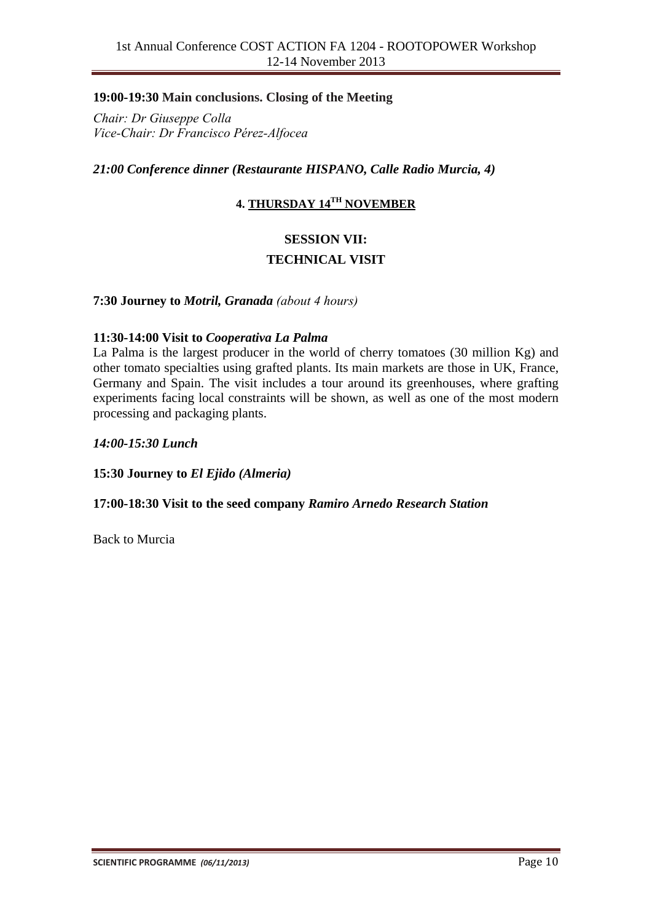**19:00-19:30 Main conclusions. Closing of the Meeting**

*Chair: Dr Giuseppe Colla*
*Vice-Chair: Dr Francisco Pérez-Alfocea*

***21:00 Conference dinner (Restaurante HISPANO, Calle Radio Murcia, 4)***

## 4. THURSDAY 14TH NOVEMBER

### SESSION VII:
### TECHNICAL VISIT

**7:30 Journey to *Motril, Granada*** *(about 4 hours)*

**11:30-14:00 Visit to *Cooperativa La Palma***
La Palma is the largest producer in the world of cherry tomatoes (30 million Kg) and other tomato specialties using grafted plants. Its main markets are those in UK, France, Germany and Spain. The visit includes a tour around its greenhouses, where grafting experiments facing local constraints will be shown, as well as one of the most modern processing and packaging plants.

***14:00-15:30 Lunch***

**15:30 Journey to *El Ejido (Almeria)***

**17:00-18:30 Visit to the seed company *Ramiro Arnedo Research Station***

Back to Murcia